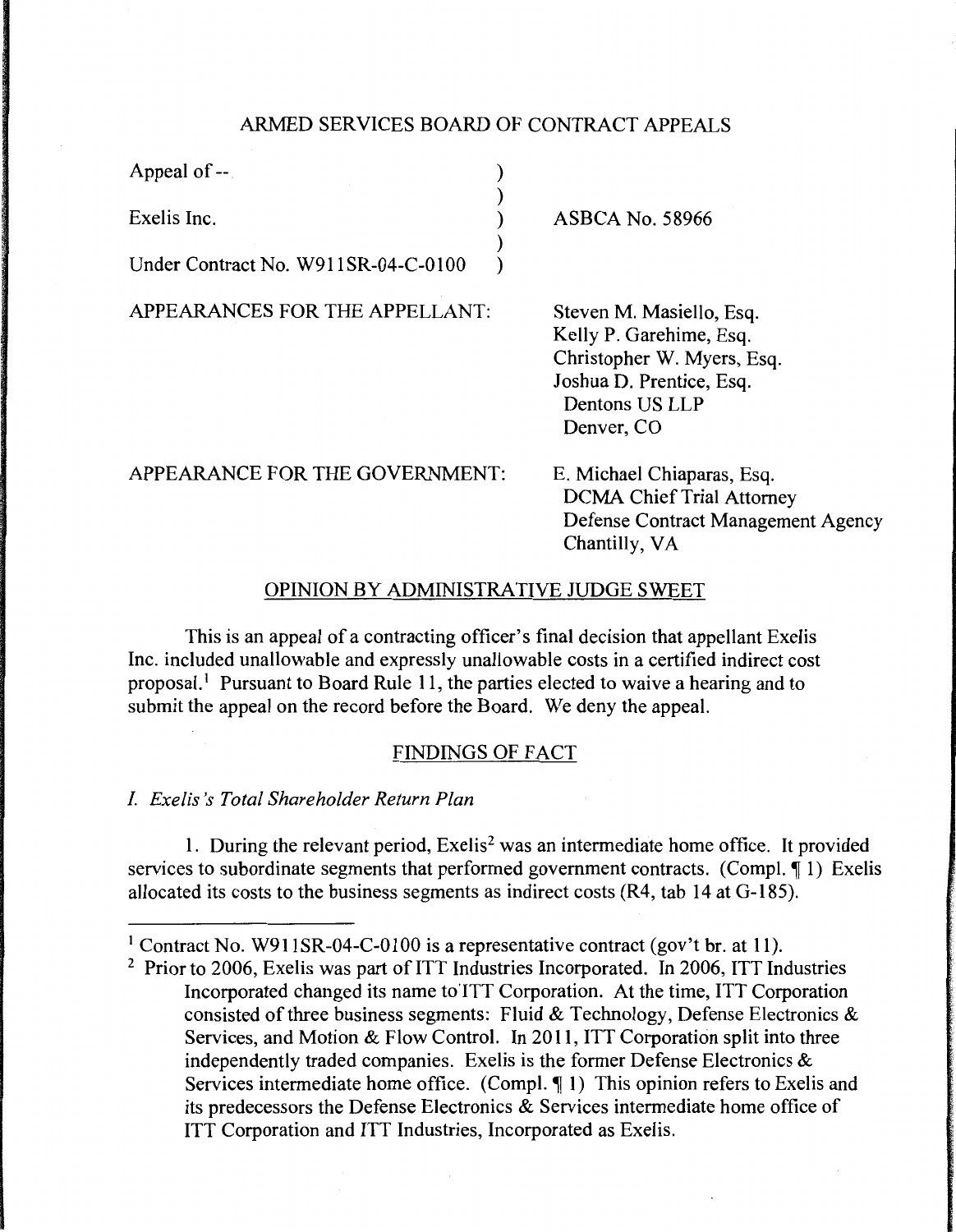# ARMED SERVICES BOARD OF CONTRACT APPEALS

| | |
|---|---|
| Appeal of -- | |
| Exelis Inc. | ASBCA No. 58966 |
| Under Contract No. W911SR-04-C-0100 | |

APPEARANCES FOR THE APPELLANT: Steven M. Masiello, Esq.
Kelly P. Garehime, Esq.
Christopher W. Myers, Esq.
Joshua D. Prentice, Esq.
Dentons US LLP
Denver, CO

APPEARANCE FOR THE GOVERNMENT: E. Michael Chiaparas, Esq.
DCMA Chief Trial Attorney
Defense Contract Management Agency
Chantilly, VA

## OPINION BY ADMINISTRATIVE JUDGE SWEET

This is an appeal of a contracting officer's final decision that appellant Exelis Inc. included unallowable and expressly unallowable costs in a certified indirect cost proposal.[1] Pursuant to Board Rule 11, the parties elected to waive a hearing and to submit the appeal on the record before the Board. We deny the appeal.

## FINDINGS OF FACT

### *I. Exelis's Total Shareholder Return Plan*

1. During the relevant period, Exelis[2] was an intermediate home office. It provided services to subordinate segments that performed government contracts. (Compl. ¶ 1) Exelis allocated its costs to the business segments as indirect costs (R4, tab 14 at G-185).

---

[1] Contract No. W911SR-04-C-0100 is a representative contract (gov't br. at 11).

[2] Prior to 2006, Exelis was part of ITT Industries Incorporated. In 2006, ITT Industries Incorporated changed its name to ITT Corporation. At the time, ITT Corporation consisted of three business segments: Fluid & Technology, Defense Electronics & Services, and Motion & Flow Control. In 2011, ITT Corporation split into three independently traded companies. Exelis is the former Defense Electronics & Services intermediate home office. (Compl. ¶ 1) This opinion refers to Exelis and its predecessors the Defense Electronics & Services intermediate home office of ITT Corporation and ITT Industries, Incorporated as Exelis.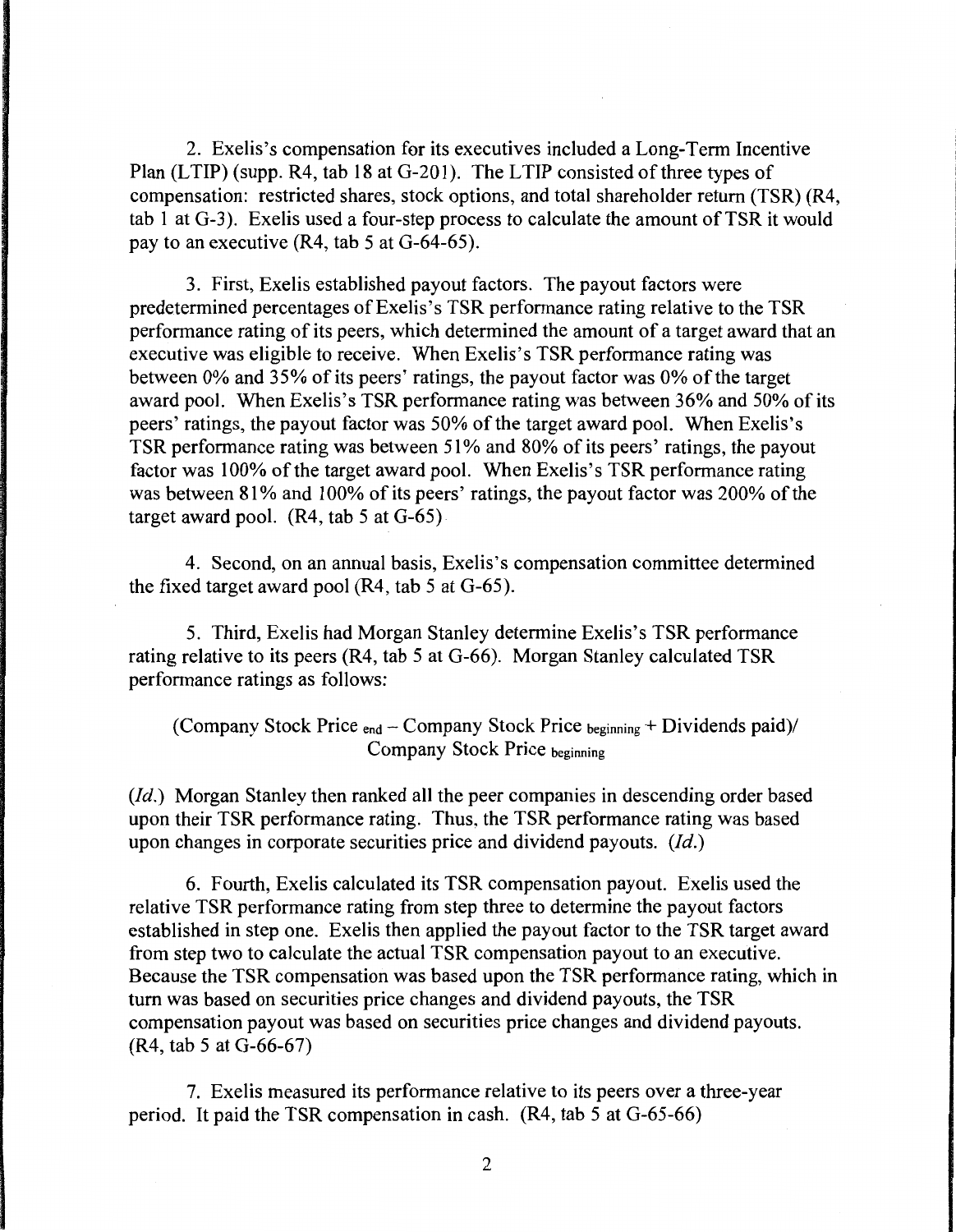2. Exelis's compensation for its executives included a Long-Term Incentive Plan (LTIP) (supp. R4, tab 18 at G-201). The LTIP consisted of three types of compensation: restricted shares, stock options, and total shareholder return (TSR) (R4, tab 1 at G-3). Exelis used a four-step process to calculate the amount of TSR it would pay to an executive (R4, tab 5 at G-64-65).

3. First, Exelis established payout factors. The payout factors were predetermined percentages of Exelis's TSR performance rating relative to the TSR performance rating of its peers, which determined the amount of a target award that an executive was eligible to receive. When Exelis's TSR performance rating was between 0% and 35% of its peers' ratings, the payout factor was 0% of the target award pool. When Exelis's TSR performance rating was between 36% and 50% of its peers' ratings, the payout factor was 50% of the target award pool. When Exelis's TSR performance rating was between 51% and 80% of its peers' ratings, the payout factor was 100% of the target award pool. When Exelis's TSR performance rating was between 81% and 100% of its peers' ratings, the payout factor was 200% of the target award pool. (R4, tab 5 at G-65)

4. Second, on an annual basis, Exelis's compensation committee determined the fixed target award pool (R4, tab 5 at G-65).

5. Third, Exelis had Morgan Stanley determine Exelis's TSR performance rating relative to its peers (R4, tab 5 at G-66). Morgan Stanley calculated TSR performance ratings as follows:

$$(\text{Company Stock Price}_{\text{end}} - \text{Company Stock Price}_{\text{beginning}} + \text{Dividends paid}) / \text{Company Stock Price}_{\text{beginning}}$$

(*Id.*) Morgan Stanley then ranked all the peer companies in descending order based upon their TSR performance rating. Thus, the TSR performance rating was based upon changes in corporate securities price and dividend payouts. (*Id.*)

6. Fourth, Exelis calculated its TSR compensation payout. Exelis used the relative TSR performance rating from step three to determine the payout factors established in step one. Exelis then applied the payout factor to the TSR target award from step two to calculate the actual TSR compensation payout to an executive. Because the TSR compensation was based upon the TSR performance rating, which in turn was based on securities price changes and dividend payouts, the TSR compensation payout was based on securities price changes and dividend payouts. (R4, tab 5 at G-66-67)

7. Exelis measured its performance relative to its peers over a three-year period. It paid the TSR compensation in cash. (R4, tab 5 at G-65-66)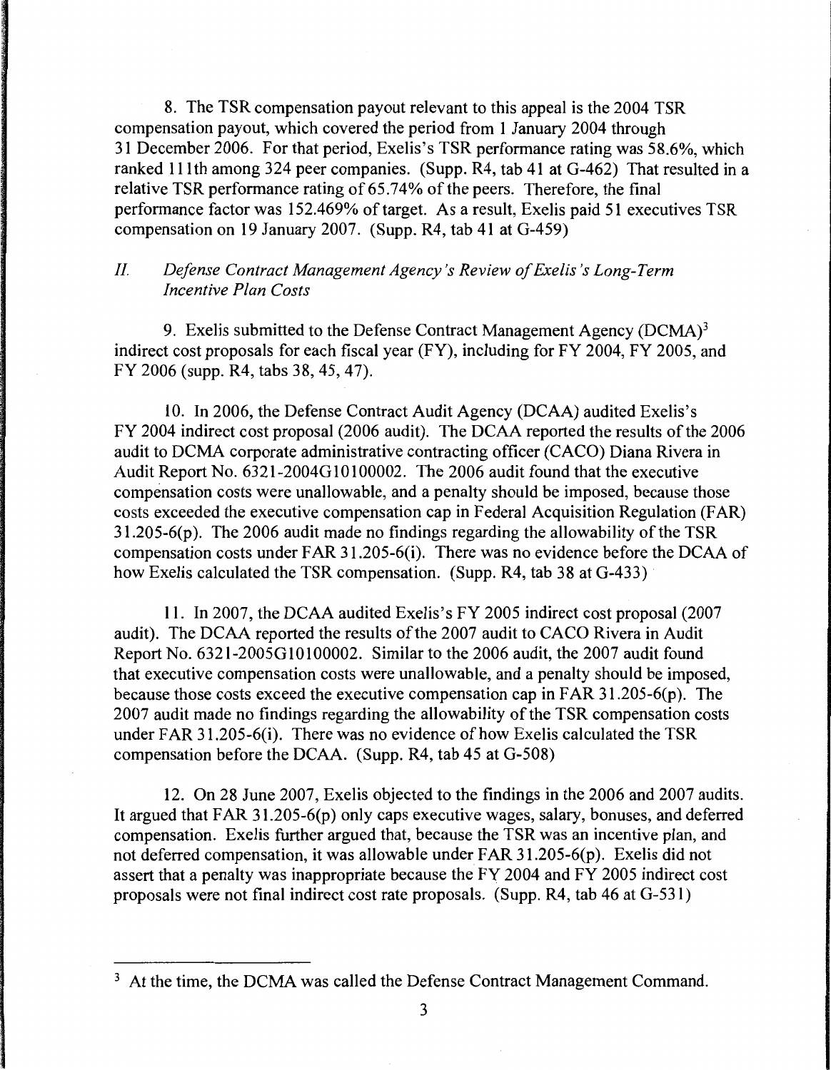8. The TSR compensation payout relevant to this appeal is the 2004 TSR compensation payout, which covered the period from 1 January 2004 through 31 December 2006. For that period, Exelis's TSR performance rating was 58.6%, which ranked 111th among 324 peer companies. (Supp. R4, tab 41 at G-462) That resulted in a relative TSR performance rating of 65.74% of the peers. Therefore, the final performance factor was 152.469% of target. As a result, Exelis paid 51 executives TSR compensation on 19 January 2007. (Supp. R4, tab 41 at G-459)

## *II. Defense Contract Management Agency's Review of Exelis's Long-Term Incentive Plan Costs*

9. Exelis submitted to the Defense Contract Management Agency (DCMA)[3] indirect cost proposals for each fiscal year (FY), including for FY 2004, FY 2005, and FY 2006 (supp. R4, tabs 38, 45, 47).

10. In 2006, the Defense Contract Audit Agency (DCAA) audited Exelis's FY 2004 indirect cost proposal (2006 audit). The DCAA reported the results of the 2006 audit to DCMA corporate administrative contracting officer (CACO) Diana Rivera in Audit Report No. 6321-2004G10100002. The 2006 audit found that the executive compensation costs were unallowable, and a penalty should be imposed, because those costs exceeded the executive compensation cap in Federal Acquisition Regulation (FAR) 31.205-6(p). The 2006 audit made no findings regarding the allowability of the TSR compensation costs under FAR 31.205-6(i). There was no evidence before the DCAA of how Exelis calculated the TSR compensation. (Supp. R4, tab 38 at G-433)

11. In 2007, the DCAA audited Exelis's FY 2005 indirect cost proposal (2007 audit). The DCAA reported the results of the 2007 audit to CACO Rivera in Audit Report No. 6321-2005G10100002. Similar to the 2006 audit, the 2007 audit found that executive compensation costs were unallowable, and a penalty should be imposed, because those costs exceed the executive compensation cap in FAR 31.205-6(p). The 2007 audit made no findings regarding the allowability of the TSR compensation costs under FAR 31.205-6(i). There was no evidence of how Exelis calculated the TSR compensation before the DCAA. (Supp. R4, tab 45 at G-508)

12. On 28 June 2007, Exelis objected to the findings in the 2006 and 2007 audits. It argued that FAR 31.205-6(p) only caps executive wages, salary, bonuses, and deferred compensation. Exelis further argued that, because the TSR was an incentive plan, and not deferred compensation, it was allowable under FAR 31.205-6(p). Exelis did not assert that a penalty was inappropriate because the FY 2004 and FY 2005 indirect cost proposals were not final indirect cost rate proposals. (Supp. R4, tab 46 at G-531)

---

[3] At the time, the DCMA was called the Defense Contract Management Command.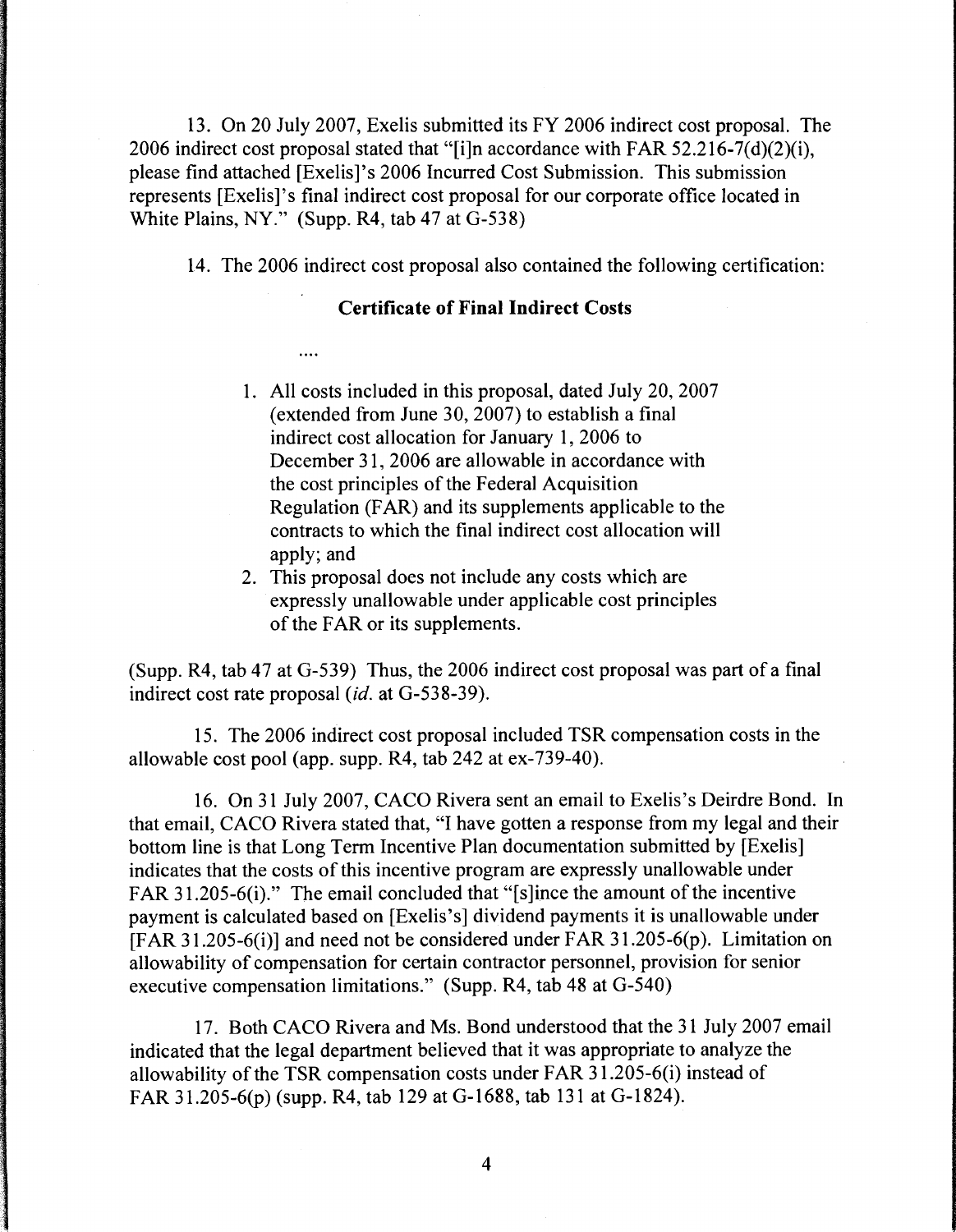13. On 20 July 2007, Exelis submitted its FY 2006 indirect cost proposal. The 2006 indirect cost proposal stated that "[i]n accordance with FAR 52.216-7(d)(2)(i), please find attached [Exelis]'s 2006 Incurred Cost Submission. This submission represents [Exelis]'s final indirect cost proposal for our corporate office located in White Plains, NY." (Supp. R4, tab 47 at G-538)

14. The 2006 indirect cost proposal also contained the following certification:

> **Certificate of Final Indirect Costs**
>
> ....
>
> 1. All costs included in this proposal, dated July 20, 2007 (extended from June 30, 2007) to establish a final indirect cost allocation for January 1, 2006 to December 31, 2006 are allowable in accordance with the cost principles of the Federal Acquisition Regulation (FAR) and its supplements applicable to the contracts to which the final indirect cost allocation will apply; and
> 2. This proposal does not include any costs which are expressly unallowable under applicable cost principles of the FAR or its supplements.

(Supp. R4, tab 47 at G-539) Thus, the 2006 indirect cost proposal was part of a final indirect cost rate proposal (*id.* at G-538-39).

15. The 2006 indirect cost proposal included TSR compensation costs in the allowable cost pool (app. supp. R4, tab 242 at ex-739-40).

16. On 31 July 2007, CACO Rivera sent an email to Exelis's Deirdre Bond. In that email, CACO Rivera stated that, "I have gotten a response from my legal and their bottom line is that Long Term Incentive Plan documentation submitted by [Exelis] indicates that the costs of this incentive program are expressly unallowable under FAR 31.205-6(i)." The email concluded that "[s]ince the amount of the incentive payment is calculated based on [Exelis's] dividend payments it is unallowable under [FAR 31.205-6(i)] and need not be considered under FAR 31.205-6(p). Limitation on allowability of compensation for certain contractor personnel, provision for senior executive compensation limitations." (Supp. R4, tab 48 at G-540)

17. Both CACO Rivera and Ms. Bond understood that the 31 July 2007 email indicated that the legal department believed that it was appropriate to analyze the allowability of the TSR compensation costs under FAR 31.205-6(i) instead of FAR 31.205-6(p) (supp. R4, tab 129 at G-1688, tab 131 at G-1824).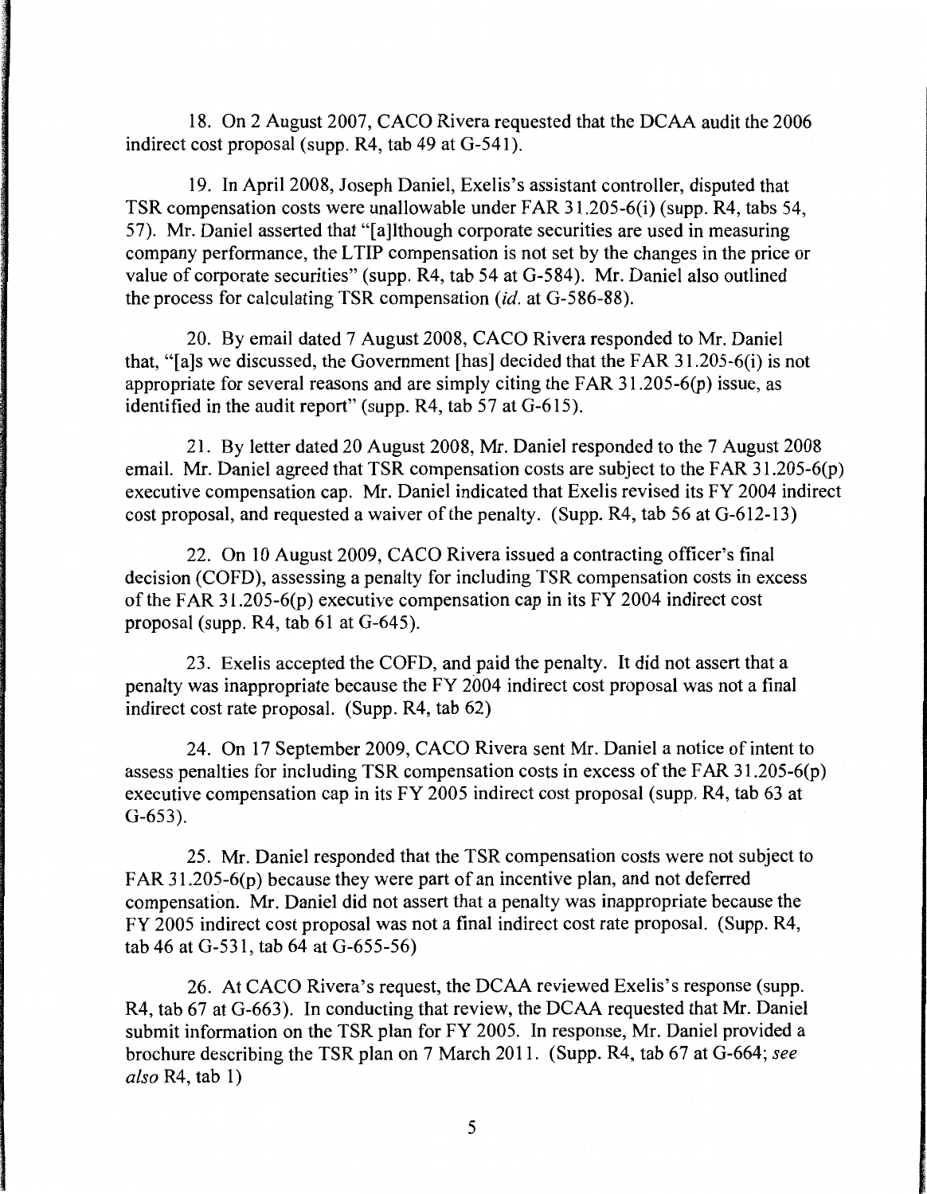18. On 2 August 2007, CACO Rivera requested that the DCAA audit the 2006 indirect cost proposal (supp. R4, tab 49 at G-541).

19. In April 2008, Joseph Daniel, Exelis's assistant controller, disputed that TSR compensation costs were unallowable under FAR 31.205-6(i) (supp. R4, tabs 54, 57). Mr. Daniel asserted that "[a]lthough corporate securities are used in measuring company performance, the LTIP compensation is not set by the changes in the price or value of corporate securities" (supp. R4, tab 54 at G-584). Mr. Daniel also outlined the process for calculating TSR compensation (*id.* at G-586-88).

20. By email dated 7 August 2008, CACO Rivera responded to Mr. Daniel that, "[a]s we discussed, the Government [has] decided that the FAR 31.205-6(i) is not appropriate for several reasons and are simply citing the FAR 31.205-6(p) issue, as identified in the audit report" (supp. R4, tab 57 at G-615).

21. By letter dated 20 August 2008, Mr. Daniel responded to the 7 August 2008 email. Mr. Daniel agreed that TSR compensation costs are subject to the FAR 31.205-6(p) executive compensation cap. Mr. Daniel indicated that Exelis revised its FY 2004 indirect cost proposal, and requested a waiver of the penalty. (Supp. R4, tab 56 at G-612-13)

22. On 10 August 2009, CACO Rivera issued a contracting officer's final decision (COFD), assessing a penalty for including TSR compensation costs in excess of the FAR 31.205-6(p) executive compensation cap in its FY 2004 indirect cost proposal (supp. R4, tab 61 at G-645).

23. Exelis accepted the COFD, and paid the penalty. It did not assert that a penalty was inappropriate because the FY 2004 indirect cost proposal was not a final indirect cost rate proposal. (Supp. R4, tab 62)

24. On 17 September 2009, CACO Rivera sent Mr. Daniel a notice of intent to assess penalties for including TSR compensation costs in excess of the FAR 31.205-6(p) executive compensation cap in its FY 2005 indirect cost proposal (supp. R4, tab 63 at G-653).

25. Mr. Daniel responded that the TSR compensation costs were not subject to FAR 31.205-6(p) because they were part of an incentive plan, and not deferred compensation. Mr. Daniel did not assert that a penalty was inappropriate because the FY 2005 indirect cost proposal was not a final indirect cost rate proposal. (Supp. R4, tab 46 at G-531, tab 64 at G-655-56)

26. At CACO Rivera's request, the DCAA reviewed Exelis's response (supp. R4, tab 67 at G-663). In conducting that review, the DCAA requested that Mr. Daniel submit information on the TSR plan for FY 2005. In response, Mr. Daniel provided a brochure describing the TSR plan on 7 March 2011. (Supp. R4, tab 67 at G-664; *see also* R4, tab 1)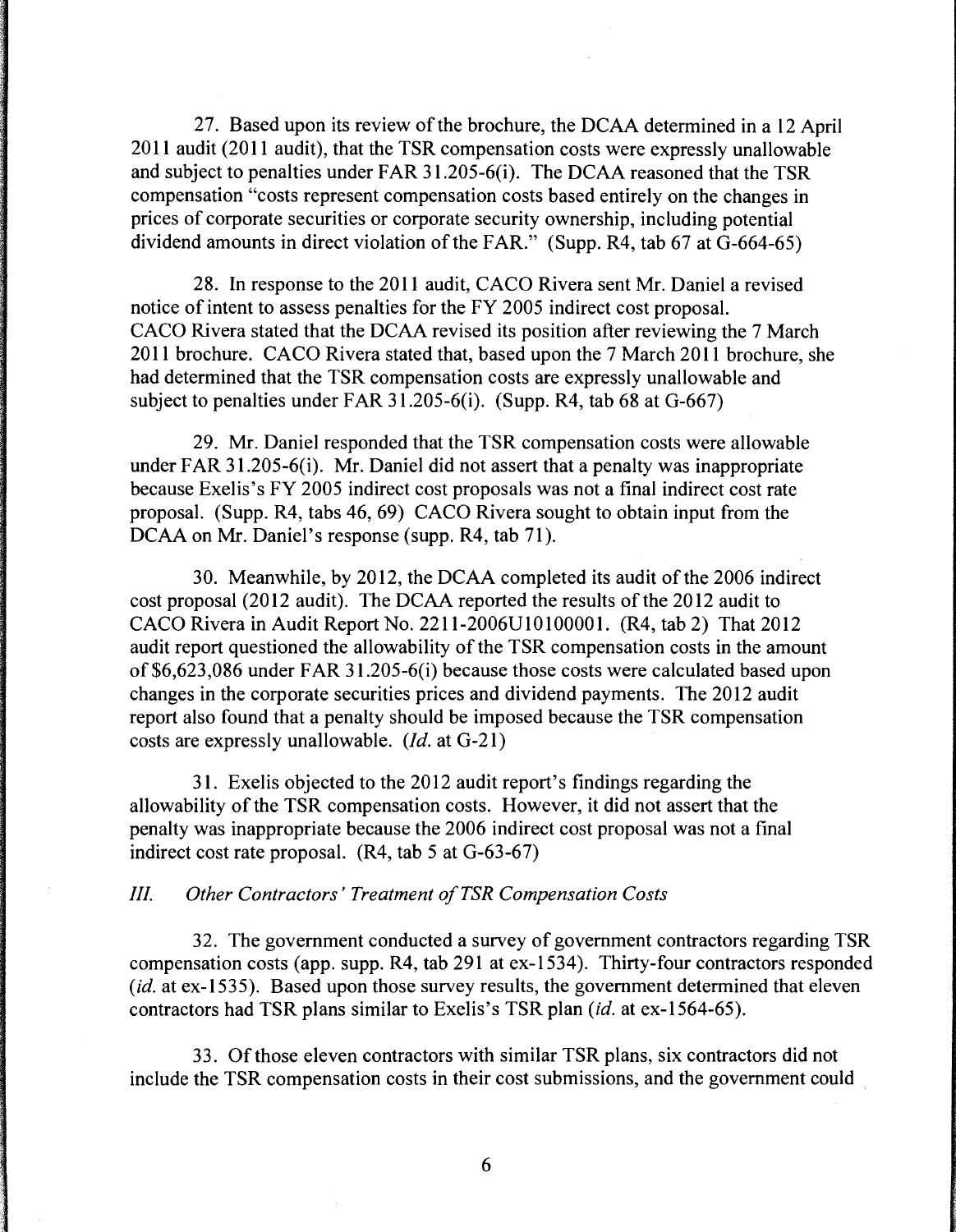27. Based upon its review of the brochure, the DCAA determined in a 12 April 2011 audit (2011 audit), that the TSR compensation costs were expressly unallowable and subject to penalties under FAR 31.205-6(i). The DCAA reasoned that the TSR compensation "costs represent compensation costs based entirely on the changes in prices of corporate securities or corporate security ownership, including potential dividend amounts in direct violation of the FAR." (Supp. R4, tab 67 at G-664-65)

28. In response to the 2011 audit, CACO Rivera sent Mr. Daniel a revised notice of intent to assess penalties for the FY 2005 indirect cost proposal. CACO Rivera stated that the DCAA revised its position after reviewing the 7 March 2011 brochure. CACO Rivera stated that, based upon the 7 March 2011 brochure, she had determined that the TSR compensation costs are expressly unallowable and subject to penalties under FAR 31.205-6(i). (Supp. R4, tab 68 at G-667)

29. Mr. Daniel responded that the TSR compensation costs were allowable under FAR 31.205-6(i). Mr. Daniel did not assert that a penalty was inappropriate because Exelis's FY 2005 indirect cost proposals was not a final indirect cost rate proposal. (Supp. R4, tabs 46, 69) CACO Rivera sought to obtain input from the DCAA on Mr. Daniel's response (supp. R4, tab 71).

30. Meanwhile, by 2012, the DCAA completed its audit of the 2006 indirect cost proposal (2012 audit). The DCAA reported the results of the 2012 audit to CACO Rivera in Audit Report No. 2211-2006U10100001. (R4, tab 2) That 2012 audit report questioned the allowability of the TSR compensation costs in the amount of $6,623,086 under FAR 31.205-6(i) because those costs were calculated based upon changes in the corporate securities prices and dividend payments. The 2012 audit report also found that a penalty should be imposed because the TSR compensation costs are expressly unallowable. (*Id.* at G-21)

31. Exelis objected to the 2012 audit report's findings regarding the allowability of the TSR compensation costs. However, it did not assert that the penalty was inappropriate because the 2006 indirect cost proposal was not a final indirect cost rate proposal. (R4, tab 5 at G-63-67)

*III. Other Contractors' Treatment of TSR Compensation Costs*

32. The government conducted a survey of government contractors regarding TSR compensation costs (app. supp. R4, tab 291 at ex-1534). Thirty-four contractors responded (*id.* at ex-1535). Based upon those survey results, the government determined that eleven contractors had TSR plans similar to Exelis's TSR plan (*id.* at ex-1564-65).

33. Of those eleven contractors with similar TSR plans, six contractors did not include the TSR compensation costs in their cost submissions, and the government could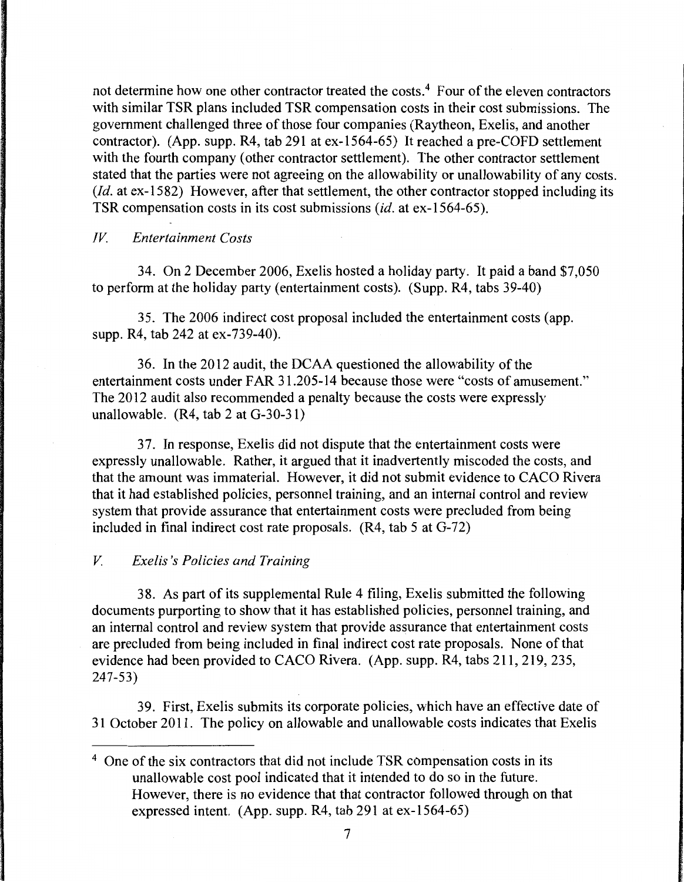not determine how one other contractor treated the costs.[4] Four of the eleven contractors with similar TSR plans included TSR compensation costs in their cost submissions. The government challenged three of those four companies (Raytheon, Exelis, and another contractor). (App. supp. R4, tab 291 at ex-1564-65) It reached a pre-COFD settlement with the fourth company (other contractor settlement). The other contractor settlement stated that the parties were not agreeing on the allowability or unallowability of any costs. (*Id.* at ex-1582) However, after that settlement, the other contractor stopped including its TSR compensation costs in its cost submissions (*id.* at ex-1564-65).

### *IV. Entertainment Costs*

34. On 2 December 2006, Exelis hosted a holiday party. It paid a band $7,050 to perform at the holiday party (entertainment costs). (Supp. R4, tabs 39-40)

35. The 2006 indirect cost proposal included the entertainment costs (app. supp. R4, tab 242 at ex-739-40).

36. In the 2012 audit, the DCAA questioned the allowability of the entertainment costs under FAR 31.205-14 because those were "costs of amusement." The 2012 audit also recommended a penalty because the costs were expressly unallowable. (R4, tab 2 at G-30-31)

37. In response, Exelis did not dispute that the entertainment costs were expressly unallowable. Rather, it argued that it inadvertently miscoded the costs, and that the amount was immaterial. However, it did not submit evidence to CACO Rivera that it had established policies, personnel training, and an internal control and review system that provide assurance that entertainment costs were precluded from being included in final indirect cost rate proposals. (R4, tab 5 at G-72)

### *V. Exelis's Policies and Training*

38. As part of its supplemental Rule 4 filing, Exelis submitted the following documents purporting to show that it has established policies, personnel training, and an internal control and review system that provide assurance that entertainment costs are precluded from being included in final indirect cost rate proposals. None of that evidence had been provided to CACO Rivera. (App. supp. R4, tabs 211, 219, 235, 247-53)

39. First, Exelis submits its corporate policies, which have an effective date of 31 October 2011. The policy on allowable and unallowable costs indicates that Exelis

---

[4] One of the six contractors that did not include TSR compensation costs in its unallowable cost pool indicated that it intended to do so in the future. However, there is no evidence that that contractor followed through on that expressed intent. (App. supp. R4, tab 291 at ex-1564-65)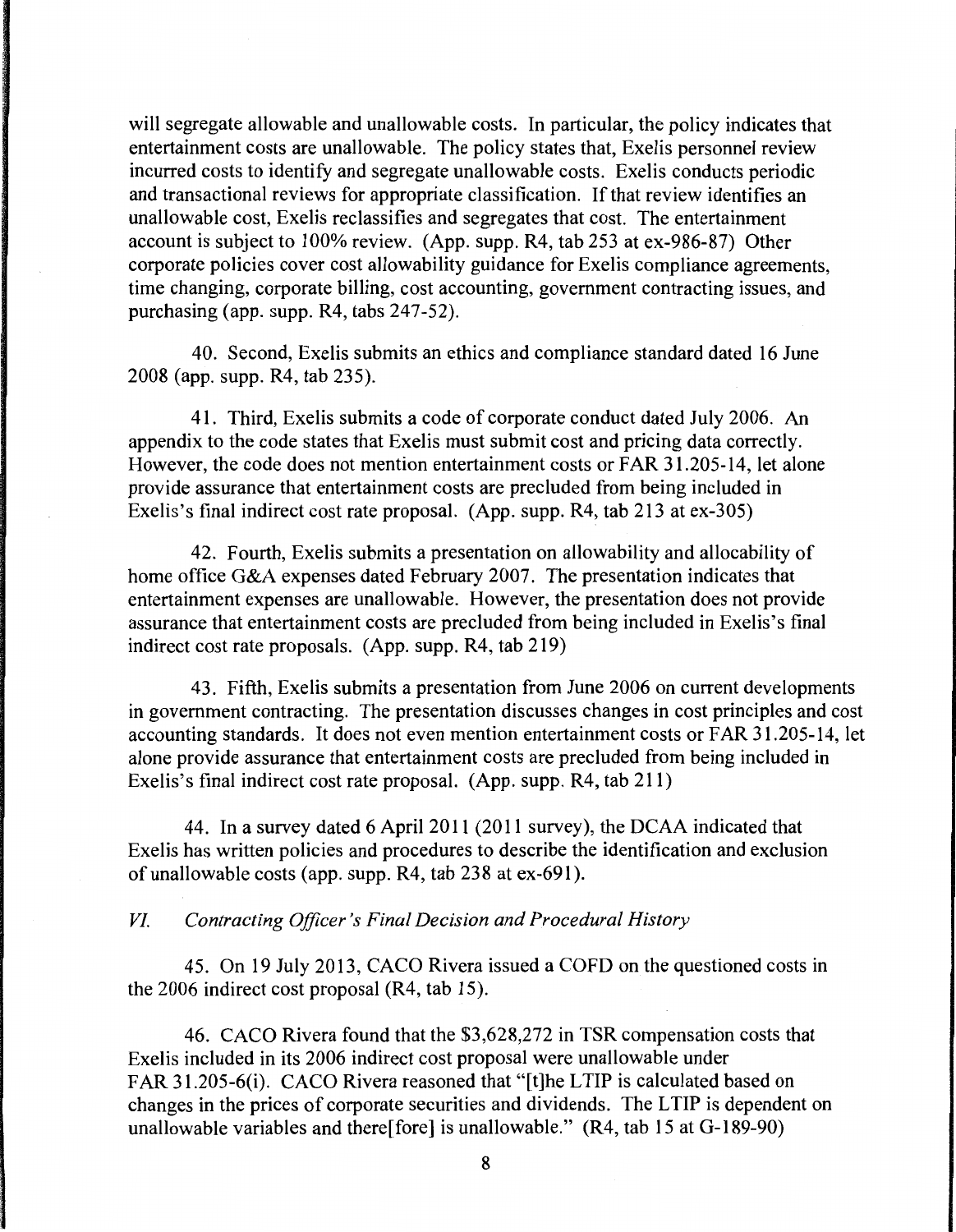will segregate allowable and unallowable costs. In particular, the policy indicates that entertainment costs are unallowable. The policy states that, Exelis personnel review incurred costs to identify and segregate unallowable costs. Exelis conducts periodic and transactional reviews for appropriate classification. If that review identifies an unallowable cost, Exelis reclassifies and segregates that cost. The entertainment account is subject to 100% review. (App. supp. R4, tab 253 at ex-986-87) Other corporate policies cover cost allowability guidance for Exelis compliance agreements, time changing, corporate billing, cost accounting, government contracting issues, and purchasing (app. supp. R4, tabs 247-52).

40. Second, Exelis submits an ethics and compliance standard dated 16 June 2008 (app. supp. R4, tab 235).

41. Third, Exelis submits a code of corporate conduct dated July 2006. An appendix to the code states that Exelis must submit cost and pricing data correctly. However, the code does not mention entertainment costs or FAR 31.205-14, let alone provide assurance that entertainment costs are precluded from being included in Exelis's final indirect cost rate proposal. (App. supp. R4, tab 213 at ex-305)

42. Fourth, Exelis submits a presentation on allowability and allocability of home office G&A expenses dated February 2007. The presentation indicates that entertainment expenses are unallowable. However, the presentation does not provide assurance that entertainment costs are precluded from being included in Exelis's final indirect cost rate proposals. (App. supp. R4, tab 219)

43. Fifth, Exelis submits a presentation from June 2006 on current developments in government contracting. The presentation discusses changes in cost principles and cost accounting standards. It does not even mention entertainment costs or FAR 31.205-14, let alone provide assurance that entertainment costs are precluded from being included in Exelis's final indirect cost rate proposal. (App. supp. R4, tab 211)

44. In a survey dated 6 April 2011 (2011 survey), the DCAA indicated that Exelis has written policies and procedures to describe the identification and exclusion of unallowable costs (app. supp. R4, tab 238 at ex-691).

*VI. Contracting Officer's Final Decision and Procedural History*

45. On 19 July 2013, CACO Rivera issued a COFD on the questioned costs in the 2006 indirect cost proposal (R4, tab 15).

46. CACO Rivera found that the $3,628,272 in TSR compensation costs that Exelis included in its 2006 indirect cost proposal were unallowable under FAR 31.205-6(i). CACO Rivera reasoned that "[t]he LTIP is calculated based on changes in the prices of corporate securities and dividends. The LTIP is dependent on unallowable variables and there[fore] is unallowable." (R4, tab 15 at G-189-90)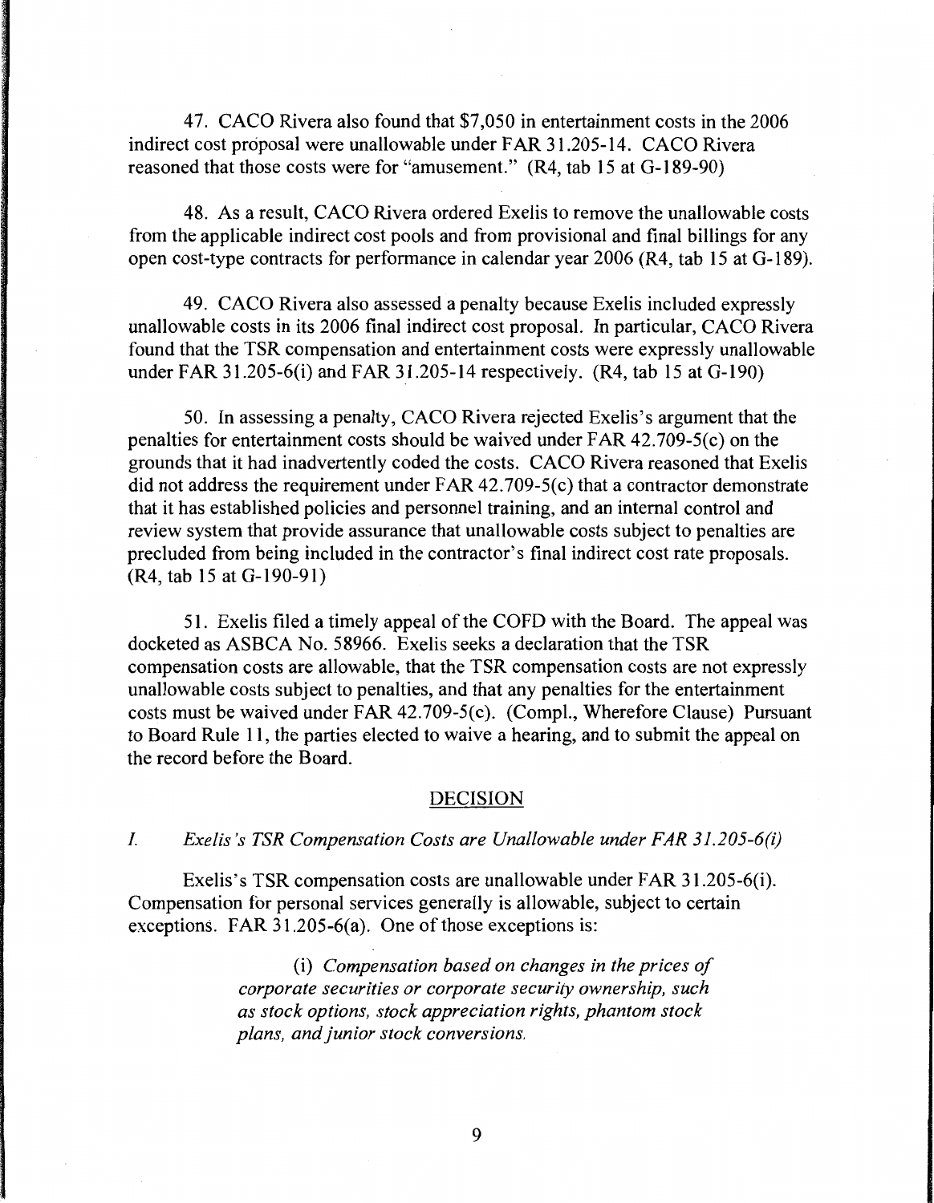47. CACO Rivera also found that $7,050 in entertainment costs in the 2006 indirect cost proposal were unallowable under FAR 31.205-14. CACO Rivera reasoned that those costs were for "amusement." (R4, tab 15 at G-189-90)

48. As a result, CACO Rivera ordered Exelis to remove the unallowable costs from the applicable indirect cost pools and from provisional and final billings for any open cost-type contracts for performance in calendar year 2006 (R4, tab 15 at G-189).

49. CACO Rivera also assessed a penalty because Exelis included expressly unallowable costs in its 2006 final indirect cost proposal. In particular, CACO Rivera found that the TSR compensation and entertainment costs were expressly unallowable under FAR 31.205-6(i) and FAR 31.205-14 respectively. (R4, tab 15 at G-190)

50. In assessing a penalty, CACO Rivera rejected Exelis's argument that the penalties for entertainment costs should be waived under FAR 42.709-5(c) on the grounds that it had inadvertently coded the costs. CACO Rivera reasoned that Exelis did not address the requirement under FAR 42.709-5(c) that a contractor demonstrate that it has established policies and personnel training, and an internal control and review system that provide assurance that unallowable costs subject to penalties are precluded from being included in the contractor's final indirect cost rate proposals. (R4, tab 15 at G-190-91)

51. Exelis filed a timely appeal of the COFD with the Board. The appeal was docketed as ASBCA No. 58966. Exelis seeks a declaration that the TSR compensation costs are allowable, that the TSR compensation costs are not expressly unallowable costs subject to penalties, and that any penalties for the entertainment costs must be waived under FAR 42.709-5(c). (Compl., Wherefore Clause) Pursuant to Board Rule 11, the parties elected to waive a hearing, and to submit the appeal on the record before the Board.

## DECISION

### *I. Exelis's TSR Compensation Costs are Unallowable under FAR 31.205-6(i)*

Exelis's TSR compensation costs are unallowable under FAR 31.205-6(i). Compensation for personal services generally is allowable, subject to certain exceptions. FAR 31.205-6(a). One of those exceptions is:

> (i) *Compensation based on changes in the prices of corporate securities or corporate security ownership, such as stock options, stock appreciation rights, phantom stock plans, and junior stock conversions.*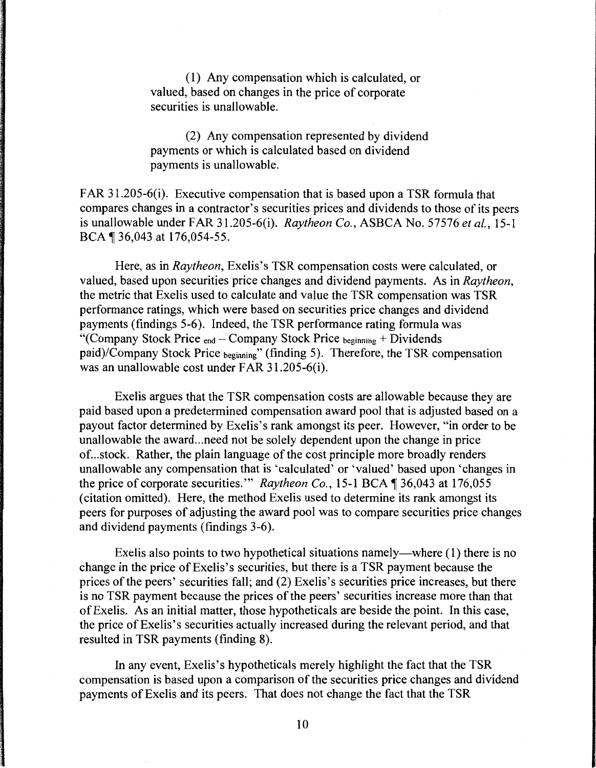> (1) Any compensation which is calculated, or valued, based on changes in the price of corporate securities is unallowable.
>
> (2) Any compensation represented by dividend payments or which is calculated based on dividend payments is unallowable.

FAR 31.205-6(i). Executive compensation that is based upon a TSR formula that compares changes in a contractor's securities prices and dividends to those of its peers is unallowable under FAR 31.205-6(i). *Raytheon Co.*, ASBCA No. 57576 *et al.*, 15-1 BCA ¶ 36,043 at 176,054-55.

Here, as in *Raytheon*, Exelis's TSR compensation costs were calculated, or valued, based upon securities price changes and dividend payments. As in *Raytheon*, the metric that Exelis used to calculate and value the TSR compensation was TSR performance ratings, which were based on securities price changes and dividend payments (findings 5-6). Indeed, the TSR performance rating formula was "(Company Stock Price $_{end}$ – Company Stock Price $_{beginning}$ + Dividends paid)/Company Stock Price $_{beginning}$" (finding 5). Therefore, the TSR compensation was an unallowable cost under FAR 31.205-6(i).

Exelis argues that the TSR compensation costs are allowable because they are paid based upon a predetermined compensation award pool that is adjusted based on a payout factor determined by Exelis's rank amongst its peer. However, "in order to be unallowable the award...need not be solely dependent upon the change in price of...stock. Rather, the plain language of the cost principle more broadly renders unallowable any compensation that is 'calculated' or 'valued' based upon 'changes in the price of corporate securities.'" *Raytheon Co.*, 15-1 BCA ¶ 36,043 at 176,055 (citation omitted). Here, the method Exelis used to determine its rank amongst its peers for purposes of adjusting the award pool was to compare securities price changes and dividend payments (findings 3-6).

Exelis also points to two hypothetical situations namely—where (1) there is no change in the price of Exelis's securities, but there is a TSR payment because the prices of the peers' securities fall; and (2) Exelis's securities price increases, but there is no TSR payment because the prices of the peers' securities increase more than that of Exelis. As an initial matter, those hypotheticals are beside the point. In this case, the price of Exelis's securities actually increased during the relevant period, and that resulted in TSR payments (finding 8).

In any event, Exelis's hypotheticals merely highlight the fact that the TSR compensation is based upon a comparison of the securities price changes and dividend payments of Exelis and its peers. That does not change the fact that the TSR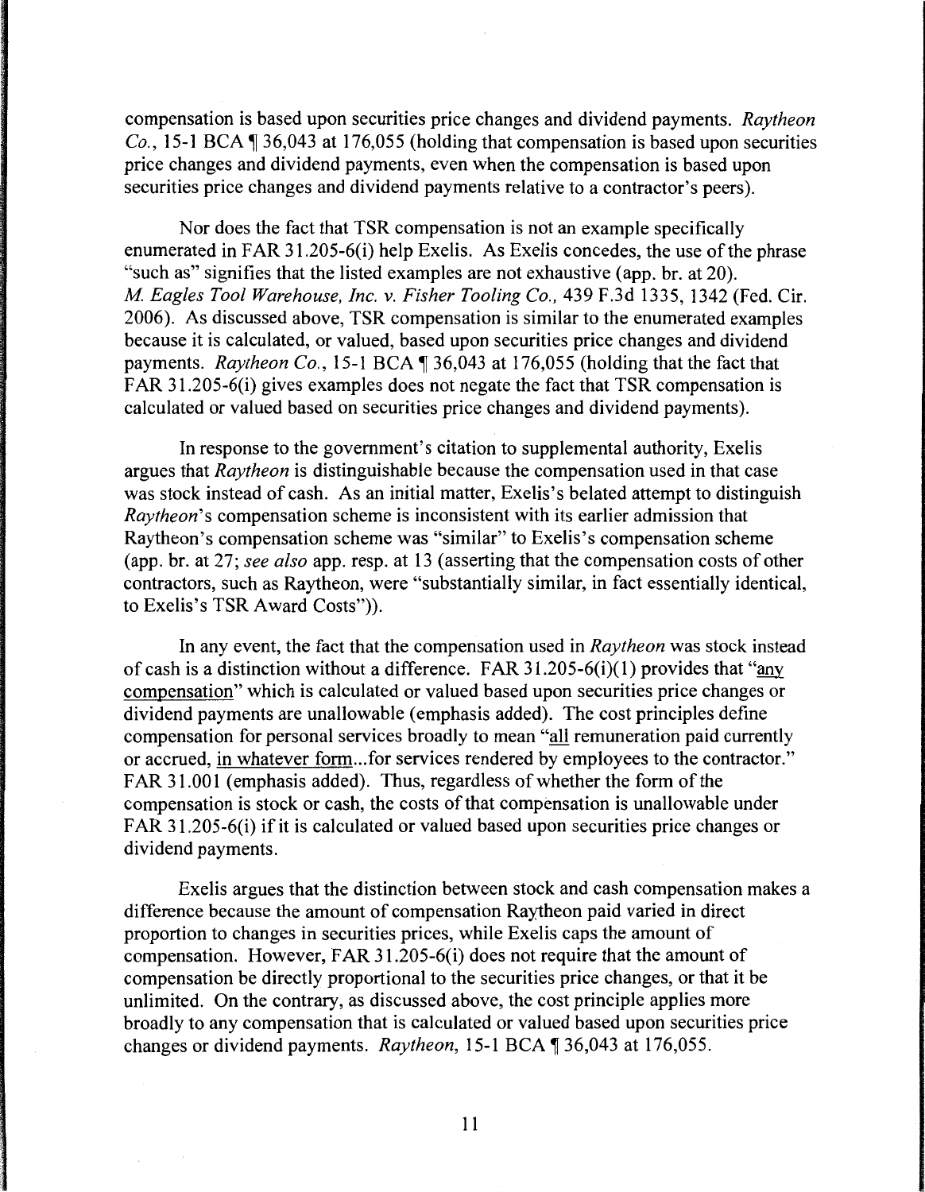compensation is based upon securities price changes and dividend payments. *Raytheon Co.*, 15-1 BCA ¶ 36,043 at 176,055 (holding that compensation is based upon securities price changes and dividend payments, even when the compensation is based upon securities price changes and dividend payments relative to a contractor's peers).

Nor does the fact that TSR compensation is not an example specifically enumerated in FAR 31.205-6(i) help Exelis. As Exelis concedes, the use of the phrase "such as" signifies that the listed examples are not exhaustive (app. br. at 20). *M. Eagles Tool Warehouse, Inc. v. Fisher Tooling Co.*, 439 F.3d 1335, 1342 (Fed. Cir. 2006). As discussed above, TSR compensation is similar to the enumerated examples because it is calculated, or valued, based upon securities price changes and dividend payments. *Raytheon Co.*, 15-1 BCA ¶ 36,043 at 176,055 (holding that the fact that FAR 31.205-6(i) gives examples does not negate the fact that TSR compensation is calculated or valued based on securities price changes and dividend payments).

In response to the government's citation to supplemental authority, Exelis argues that *Raytheon* is distinguishable because the compensation used in that case was stock instead of cash. As an initial matter, Exelis's belated attempt to distinguish *Raytheon*'s compensation scheme is inconsistent with its earlier admission that Raytheon's compensation scheme was "similar" to Exelis's compensation scheme (app. br. at 27; *see also* app. resp. at 13 (asserting that the compensation costs of other contractors, such as Raytheon, were "substantially similar, in fact essentially identical, to Exelis's TSR Award Costs")).

In any event, the fact that the compensation used in *Raytheon* was stock instead of cash is a distinction without a difference. FAR 31.205-6(i)(1) provides that "<u>any compensation</u>" which is calculated or valued based upon securities price changes or dividend payments are unallowable (emphasis added). The cost principles define compensation for personal services broadly to mean "<u>all</u> remuneration paid currently or accrued, <u>in whatever form</u>...for services rendered by employees to the contractor." FAR 31.001 (emphasis added). Thus, regardless of whether the form of the compensation is stock or cash, the costs of that compensation is unallowable under FAR 31.205-6(i) if it is calculated or valued based upon securities price changes or dividend payments.

Exelis argues that the distinction between stock and cash compensation makes a difference because the amount of compensation Raytheon paid varied in direct proportion to changes in securities prices, while Exelis caps the amount of compensation. However, FAR 31.205-6(i) does not require that the amount of compensation be directly proportional to the securities price changes, or that it be unlimited. On the contrary, as discussed above, the cost principle applies more broadly to any compensation that is calculated or valued based upon securities price changes or dividend payments. *Raytheon*, 15-1 BCA ¶ 36,043 at 176,055.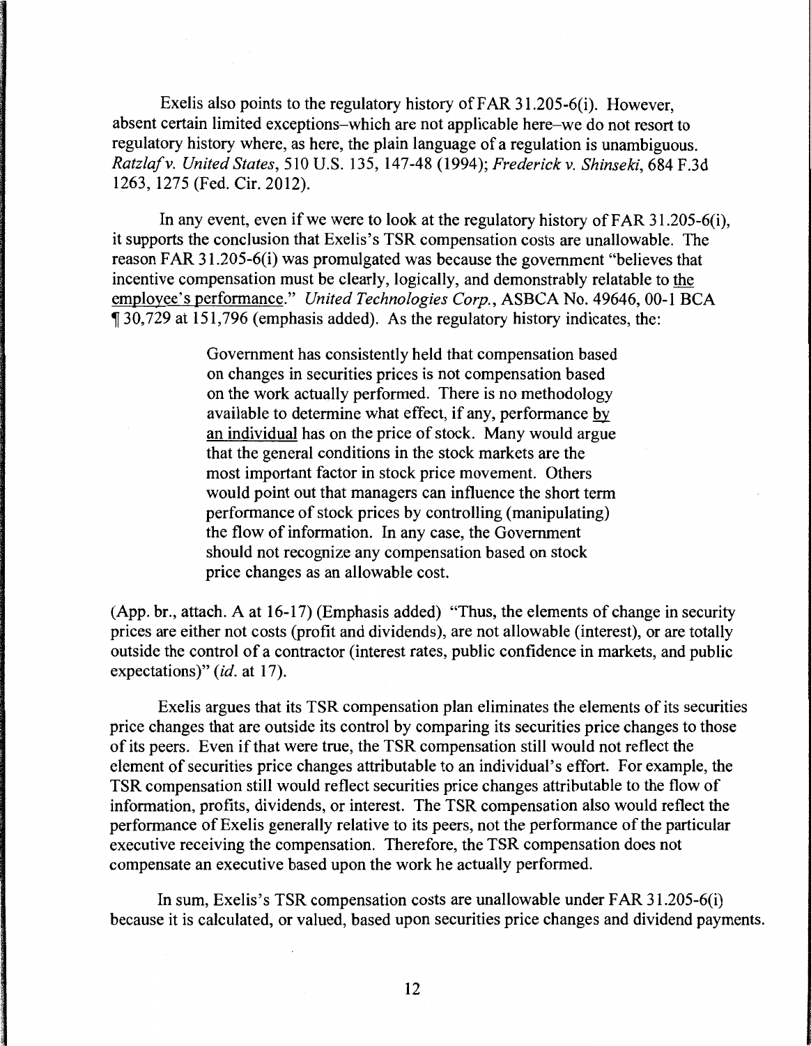Exelis also points to the regulatory history of FAR 31.205-6(i). However, absent certain limited exceptions–which are not applicable here–we do not resort to regulatory history where, as here, the plain language of a regulation is unambiguous. *Ratzlaf v. United States*, 510 U.S. 135, 147-48 (1994); *Frederick v. Shinseki*, 684 F.3d 1263, 1275 (Fed. Cir. 2012).

In any event, even if we were to look at the regulatory history of FAR 31.205-6(i), it supports the conclusion that Exelis's TSR compensation costs are unallowable. The reason FAR 31.205-6(i) was promulgated was because the government "believes that incentive compensation must be clearly, logically, and demonstrably relatable to <u>the employee's performance</u>." *United Technologies Corp.*, ASBCA No. 49646, 00-1 BCA ¶ 30,729 at 151,796 (emphasis added). As the regulatory history indicates, the:

> Government has consistently held that compensation based on changes in securities prices is not compensation based on the work actually performed. There is no methodology available to determine what effect, if any, performance <u>by an individual</u> has on the price of stock. Many would argue that the general conditions in the stock markets are the most important factor in stock price movement. Others would point out that managers can influence the short term performance of stock prices by controlling (manipulating) the flow of information. In any case, the Government should not recognize any compensation based on stock price changes as an allowable cost.

(App. br., attach. A at 16-17) (Emphasis added) "Thus, the elements of change in security prices are either not costs (profit and dividends), are not allowable (interest), or are totally outside the control of a contractor (interest rates, public confidence in markets, and public expectations)" (*id.* at 17).

Exelis argues that its TSR compensation plan eliminates the elements of its securities price changes that are outside its control by comparing its securities price changes to those of its peers. Even if that were true, the TSR compensation still would not reflect the element of securities price changes attributable to an individual's effort. For example, the TSR compensation still would reflect securities price changes attributable to the flow of information, profits, dividends, or interest. The TSR compensation also would reflect the performance of Exelis generally relative to its peers, not the performance of the particular executive receiving the compensation. Therefore, the TSR compensation does not compensate an executive based upon the work he actually performed.

In sum, Exelis's TSR compensation costs are unallowable under FAR 31.205-6(i) because it is calculated, or valued, based upon securities price changes and dividend payments.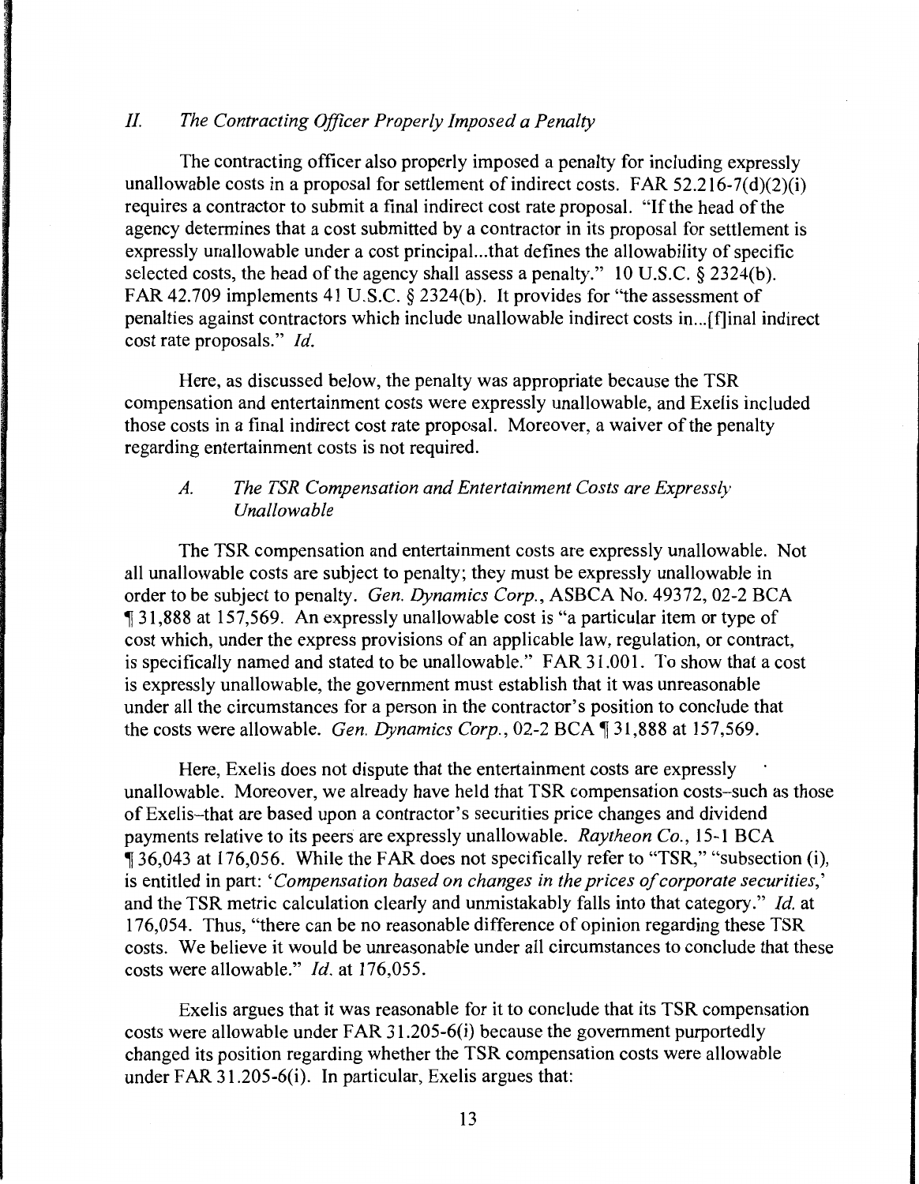## *II. The Contracting Officer Properly Imposed a Penalty*

The contracting officer also properly imposed a penalty for including expressly unallowable costs in a proposal for settlement of indirect costs. FAR 52.216-7(d)(2)(i) requires a contractor to submit a final indirect cost rate proposal. "If the head of the agency determines that a cost submitted by a contractor in its proposal for settlement is expressly unallowable under a cost principal...that defines the allowability of specific selected costs, the head of the agency shall assess a penalty." 10 U.S.C. § 2324(b). FAR 42.709 implements 41 U.S.C. § 2324(b). It provides for "the assessment of penalties against contractors which include unallowable indirect costs in...[f]inal indirect cost rate proposals." *Id.*

Here, as discussed below, the penalty was appropriate because the TSR compensation and entertainment costs were expressly unallowable, and Exelis included those costs in a final indirect cost rate proposal. Moreover, a waiver of the penalty regarding entertainment costs is not required.

### *A. The TSR Compensation and Entertainment Costs are Expressly Unallowable*

The TSR compensation and entertainment costs are expressly unallowable. Not all unallowable costs are subject to penalty; they must be expressly unallowable in order to be subject to penalty. *Gen. Dynamics Corp.*, ASBCA No. 49372, 02-2 BCA ¶ 31,888 at 157,569. An expressly unallowable cost is "a particular item or type of cost which, under the express provisions of an applicable law, regulation, or contract, is specifically named and stated to be unallowable." FAR 31.001. To show that a cost is expressly unallowable, the government must establish that it was unreasonable under all the circumstances for a person in the contractor's position to conclude that the costs were allowable. *Gen. Dynamics Corp.*, 02-2 BCA ¶ 31,888 at 157,569.

Here, Exelis does not dispute that the entertainment costs are expressly unallowable. Moreover, we already have held that TSR compensation costs–such as those of Exelis–that are based upon a contractor's securities price changes and dividend payments relative to its peers are expressly unallowable. *Raytheon Co.*, 15-1 BCA ¶ 36,043 at 176,056. While the FAR does not specifically refer to "TSR," "subsection (i), is entitled in part: '*Compensation based on changes in the prices of corporate securities*,' and the TSR metric calculation clearly and unmistakably falls into that category." *Id.* at 176,054. Thus, "there can be no reasonable difference of opinion regarding these TSR costs. We believe it would be unreasonable under all circumstances to conclude that these costs were allowable." *Id.* at 176,055.

Exelis argues that it was reasonable for it to conclude that its TSR compensation costs were allowable under FAR 31.205-6(i) because the government purportedly changed its position regarding whether the TSR compensation costs were allowable under FAR 31.205-6(i). In particular, Exelis argues that: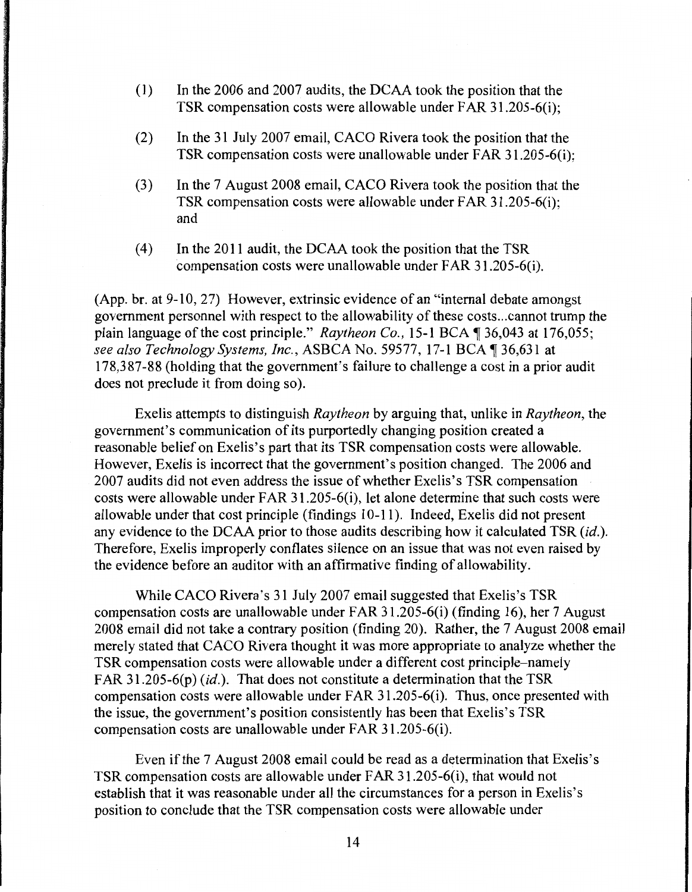(1) In the 2006 and 2007 audits, the DCAA took the position that the TSR compensation costs were allowable under FAR 31.205-6(i);

(2) In the 31 July 2007 email, CACO Rivera took the position that the TSR compensation costs were unallowable under FAR 31.205-6(i);

(3) In the 7 August 2008 email, CACO Rivera took the position that the TSR compensation costs were allowable under FAR 31.205-6(i); and

(4) In the 2011 audit, the DCAA took the position that the TSR compensation costs were unallowable under FAR 31.205-6(i).

(App. br. at 9-10, 27) However, extrinsic evidence of an "internal debate amongst government personnel with respect to the allowability of these costs...cannot trump the plain language of the cost principle." *Raytheon Co.*, 15-1 BCA ¶ 36,043 at 176,055; *see also Technology Systems, Inc.*, ASBCA No. 59577, 17-1 BCA ¶ 36,631 at 178,387-88 (holding that the government's failure to challenge a cost in a prior audit does not preclude it from doing so).

Exelis attempts to distinguish *Raytheon* by arguing that, unlike in *Raytheon*, the government's communication of its purportedly changing position created a reasonable belief on Exelis's part that its TSR compensation costs were allowable. However, Exelis is incorrect that the government's position changed. The 2006 and 2007 audits did not even address the issue of whether Exelis's TSR compensation costs were allowable under FAR 31.205-6(i), let alone determine that such costs were allowable under that cost principle (findings 10-11). Indeed, Exelis did not present any evidence to the DCAA prior to those audits describing how it calculated TSR (*id.*). Therefore, Exelis improperly conflates silence on an issue that was not even raised by the evidence before an auditor with an affirmative finding of allowability.

While CACO Rivera's 31 July 2007 email suggested that Exelis's TSR compensation costs are unallowable under FAR 31.205-6(i) (finding 16), her 7 August 2008 email did not take a contrary position (finding 20). Rather, the 7 August 2008 email merely stated that CACO Rivera thought it was more appropriate to analyze whether the TSR compensation costs were allowable under a different cost principle–namely FAR 31.205-6(p) (*id.*). That does not constitute a determination that the TSR compensation costs were allowable under FAR 31.205-6(i). Thus, once presented with the issue, the government's position consistently has been that Exelis's TSR compensation costs are unallowable under FAR 31.205-6(i).

Even if the 7 August 2008 email could be read as a determination that Exelis's TSR compensation costs are allowable under FAR 31.205-6(i), that would not establish that it was reasonable under all the circumstances for a person in Exelis's position to conclude that the TSR compensation costs were allowable under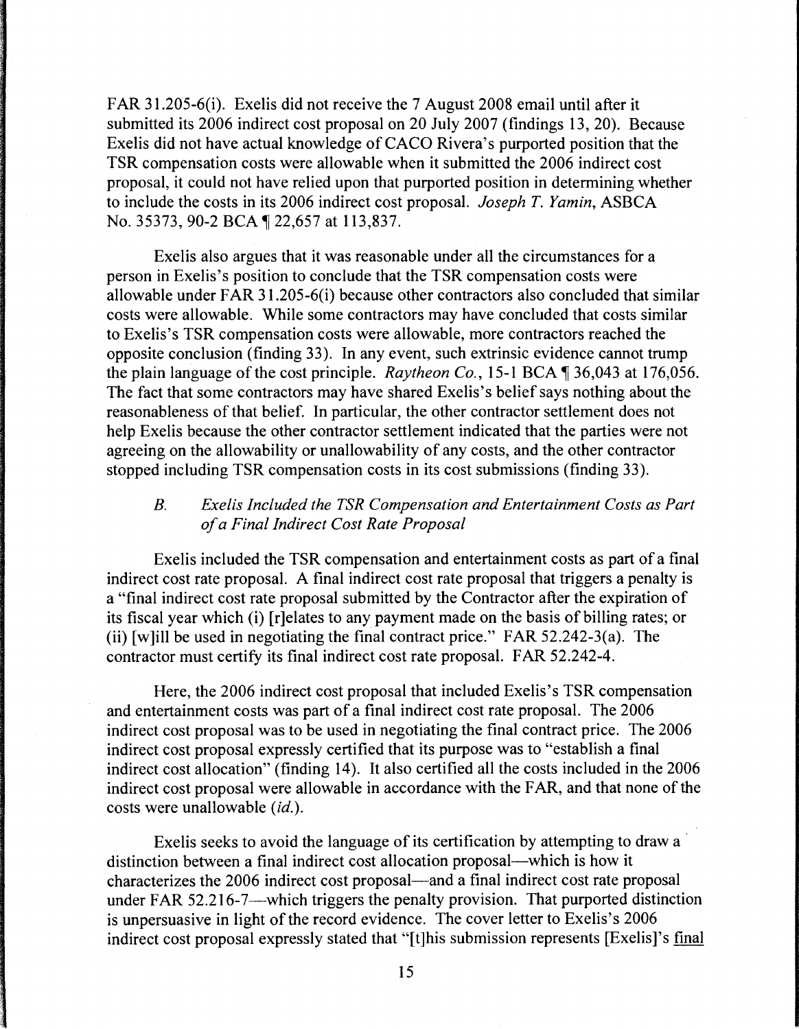FAR 31.205-6(i). Exelis did not receive the 7 August 2008 email until after it submitted its 2006 indirect cost proposal on 20 July 2007 (findings 13, 20). Because Exelis did not have actual knowledge of CACO Rivera's purported position that the TSR compensation costs were allowable when it submitted the 2006 indirect cost proposal, it could not have relied upon that purported position in determining whether to include the costs in its 2006 indirect cost proposal. *Joseph T. Yamin*, ASBCA No. 35373, 90-2 BCA ¶ 22,657 at 113,837.

Exelis also argues that it was reasonable under all the circumstances for a person in Exelis's position to conclude that the TSR compensation costs were allowable under FAR 31.205-6(i) because other contractors also concluded that similar costs were allowable. While some contractors may have concluded that costs similar to Exelis's TSR compensation costs were allowable, more contractors reached the opposite conclusion (finding 33). In any event, such extrinsic evidence cannot trump the plain language of the cost principle. *Raytheon Co.*, 15-1 BCA ¶ 36,043 at 176,056. The fact that some contractors may have shared Exelis's belief says nothing about the reasonableness of that belief. In particular, the other contractor settlement does not help Exelis because the other contractor settlement indicated that the parties were not agreeing on the allowability or unallowability of any costs, and the other contractor stopped including TSR compensation costs in its cost submissions (finding 33).

### B. *Exelis Included the TSR Compensation and Entertainment Costs as Part of a Final Indirect Cost Rate Proposal*

Exelis included the TSR compensation and entertainment costs as part of a final indirect cost rate proposal. A final indirect cost rate proposal that triggers a penalty is a "final indirect cost rate proposal submitted by the Contractor after the expiration of its fiscal year which (i) [r]elates to any payment made on the basis of billing rates; or (ii) [w]ill be used in negotiating the final contract price." FAR 52.242-3(a). The contractor must certify its final indirect cost rate proposal. FAR 52.242-4.

Here, the 2006 indirect cost proposal that included Exelis's TSR compensation and entertainment costs was part of a final indirect cost rate proposal. The 2006 indirect cost proposal was to be used in negotiating the final contract price. The 2006 indirect cost proposal expressly certified that its purpose was to "establish a final indirect cost allocation" (finding 14). It also certified all the costs included in the 2006 indirect cost proposal were allowable in accordance with the FAR, and that none of the costs were unallowable (*id.*).

Exelis seeks to avoid the language of its certification by attempting to draw a distinction between a final indirect cost allocation proposal—which is how it characterizes the 2006 indirect cost proposal—and a final indirect cost rate proposal under FAR 52.216-7—which triggers the penalty provision. That purported distinction is unpersuasive in light of the record evidence. The cover letter to Exelis's 2006 indirect cost proposal expressly stated that "[t]his submission represents [Exelis]'s final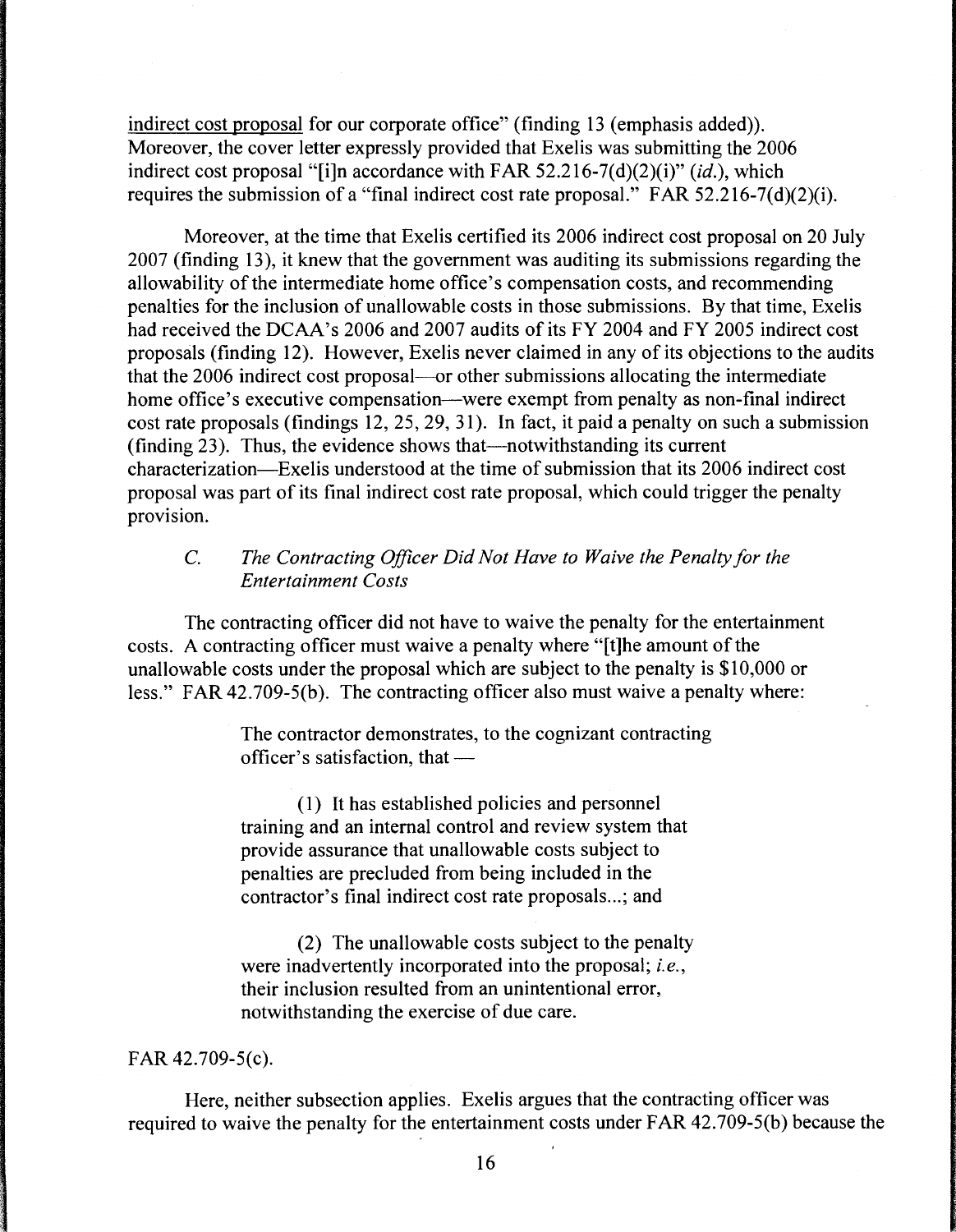indirect cost proposal for our corporate office" (finding 13 (emphasis added)). Moreover, the cover letter expressly provided that Exelis was submitting the 2006 indirect cost proposal "[i]n accordance with FAR 52.216-7(d)(2)(i)" (*id.*), which requires the submission of a "final indirect cost rate proposal." FAR 52.216-7(d)(2)(i).

Moreover, at the time that Exelis certified its 2006 indirect cost proposal on 20 July 2007 (finding 13), it knew that the government was auditing its submissions regarding the allowability of the intermediate home office's compensation costs, and recommending penalties for the inclusion of unallowable costs in those submissions. By that time, Exelis had received the DCAA's 2006 and 2007 audits of its FY 2004 and FY 2005 indirect cost proposals (finding 12). However, Exelis never claimed in any of its objections to the audits that the 2006 indirect cost proposal—or other submissions allocating the intermediate home office's executive compensation—were exempt from penalty as non-final indirect cost rate proposals (findings 12, 25, 29, 31). In fact, it paid a penalty on such a submission (finding 23). Thus, the evidence shows that—notwithstanding its current characterization—Exelis understood at the time of submission that its 2006 indirect cost proposal was part of its final indirect cost rate proposal, which could trigger the penalty provision.

### *C. The Contracting Officer Did Not Have to Waive the Penalty for the Entertainment Costs*

The contracting officer did not have to waive the penalty for the entertainment costs. A contracting officer must waive a penalty where "[t]he amount of the unallowable costs under the proposal which are subject to the penalty is $10,000 or less." FAR 42.709-5(b). The contracting officer also must waive a penalty where:

> The contractor demonstrates, to the cognizant contracting officer's satisfaction, that —
>
> (1) It has established policies and personnel training and an internal control and review system that provide assurance that unallowable costs subject to penalties are precluded from being included in the contractor's final indirect cost rate proposals...; and
>
> (2) The unallowable costs subject to the penalty were inadvertently incorporated into the proposal; *i.e.*, their inclusion resulted from an unintentional error, notwithstanding the exercise of due care.

FAR 42.709-5(c).

Here, neither subsection applies. Exelis argues that the contracting officer was required to waive the penalty for the entertainment costs under FAR 42.709-5(b) because the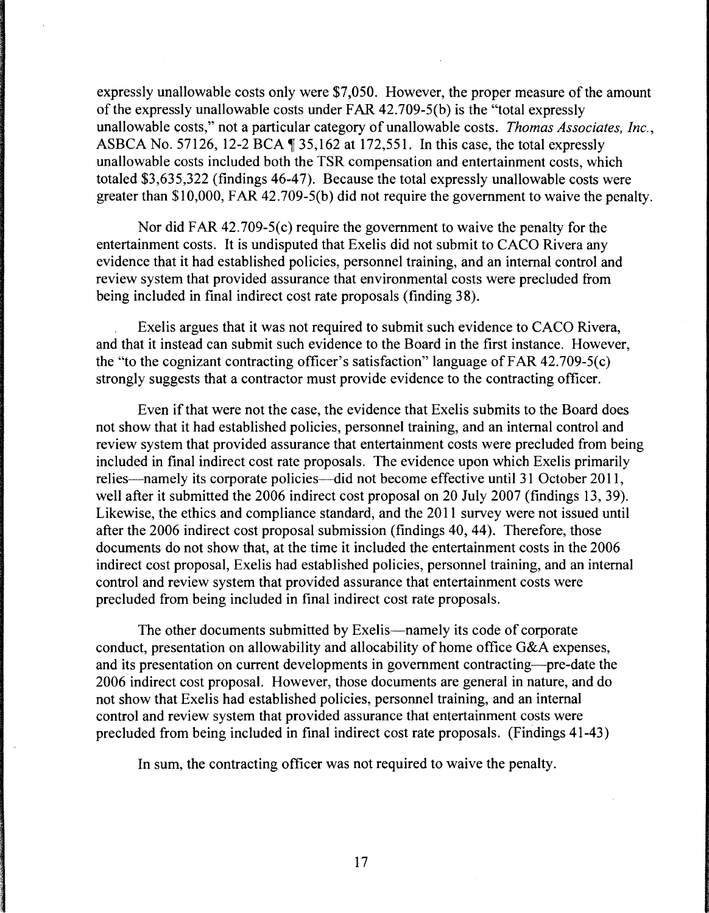expressly unallowable costs only were $7,050. However, the proper measure of the amount of the expressly unallowable costs under FAR 42.709-5(b) is the "total expressly unallowable costs," not a particular category of unallowable costs. *Thomas Associates, Inc.*, ASBCA No. 57126, 12-2 BCA ¶ 35,162 at 172,551. In this case, the total expressly unallowable costs included both the TSR compensation and entertainment costs, which totaled $3,635,322 (findings 46-47). Because the total expressly unallowable costs were greater than $10,000, FAR 42.709-5(b) did not require the government to waive the penalty.

Nor did FAR 42.709-5(c) require the government to waive the penalty for the entertainment costs. It is undisputed that Exelis did not submit to CACO Rivera any evidence that it had established policies, personnel training, and an internal control and review system that provided assurance that environmental costs were precluded from being included in final indirect cost rate proposals (finding 38).

Exelis argues that it was not required to submit such evidence to CACO Rivera, and that it instead can submit such evidence to the Board in the first instance. However, the "to the cognizant contracting officer's satisfaction" language of FAR 42.709-5(c) strongly suggests that a contractor must provide evidence to the contracting officer.

Even if that were not the case, the evidence that Exelis submits to the Board does not show that it had established policies, personnel training, and an internal control and review system that provided assurance that entertainment costs were precluded from being included in final indirect cost rate proposals. The evidence upon which Exelis primarily relies—namely its corporate policies—did not become effective until 31 October 2011, well after it submitted the 2006 indirect cost proposal on 20 July 2007 (findings 13, 39). Likewise, the ethics and compliance standard, and the 2011 survey were not issued until after the 2006 indirect cost proposal submission (findings 40, 44). Therefore, those documents do not show that, at the time it included the entertainment costs in the 2006 indirect cost proposal, Exelis had established policies, personnel training, and an internal control and review system that provided assurance that entertainment costs were precluded from being included in final indirect cost rate proposals.

The other documents submitted by Exelis—namely its code of corporate conduct, presentation on allowability and allocability of home office G&A expenses, and its presentation on current developments in government contracting—pre-date the 2006 indirect cost proposal. However, those documents are general in nature, and do not show that Exelis had established policies, personnel training, and an internal control and review system that provided assurance that entertainment costs were precluded from being included in final indirect cost rate proposals. (Findings 41-43)

In sum, the contracting officer was not required to waive the penalty.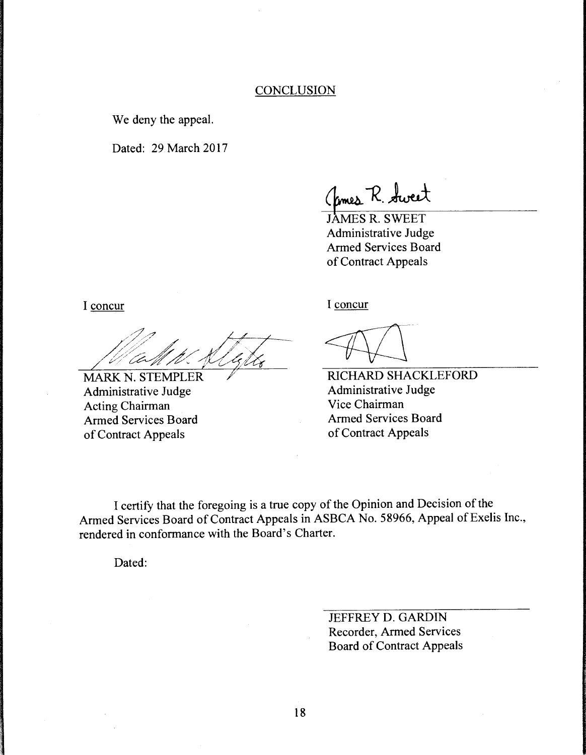## CONCLUSION

We deny the appeal.

Dated: 29 March 2017

JAMES R. SWEET
Administrative Judge
Armed Services Board
of Contract Appeals

I concur

MARK N. STEMPLER
Administrative Judge
Acting Chairman
Armed Services Board
of Contract Appeals

I concur

RICHARD SHACKLEFORD
Administrative Judge
Vice Chairman
Armed Services Board
of Contract Appeals

I certify that the foregoing is a true copy of the Opinion and Decision of the Armed Services Board of Contract Appeals in ASBCA No. 58966, Appeal of Exelis Inc., rendered in conformance with the Board's Charter.

Dated:

JEFFREY D. GARDIN
Recorder, Armed Services
Board of Contract Appeals